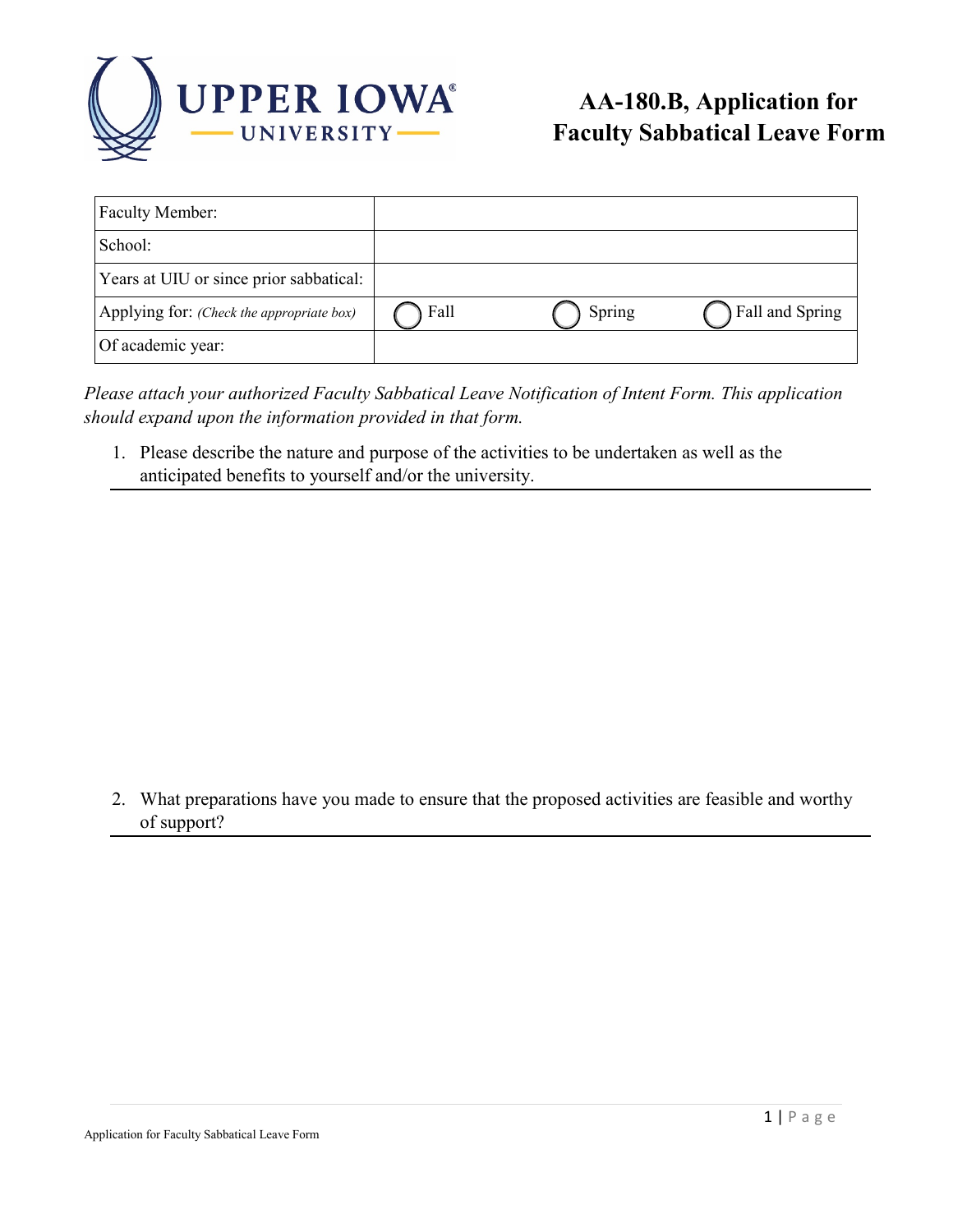# AA-180.B, Application for Faculty Sabbatical Leave Form

| Faculty Member: | | | |
|---|---|---|---|
| School: | | | |
| Years at UIU or since prior sabbatical: | | | |
| Applying for: *(Check the appropriate box)* | ◯ Fall | ◯ Spring | ◯ Fall and Spring |
| Of academic year: | | | |

*Please attach your authorized Faculty Sabbatical Leave Notification of Intent Form. This application should expand upon the information provided in that form.*

1. Please describe the nature and purpose of the activities to be undertaken as well as the anticipated benefits to yourself and/or the university.

2. What preparations have you made to ensure that the proposed activities are feasible and worthy of support?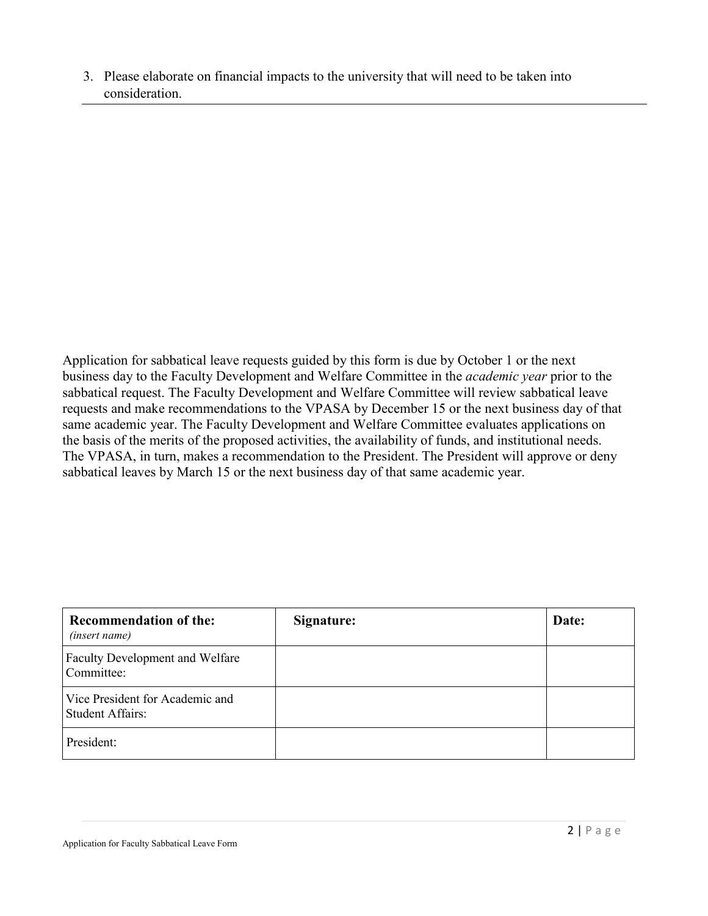3. Please elaborate on financial impacts to the university that will need to be taken into consideration.

---

Application for sabbatical leave requests guided by this form is due by October 1 or the next business day to the Faculty Development and Welfare Committee in the *academic year* prior to the sabbatical request. The Faculty Development and Welfare Committee will review sabbatical leave requests and make recommendations to the VPASA by December 15 or the next business day of that same academic year. The Faculty Development and Welfare Committee evaluates applications on the basis of the merits of the proposed activities, the availability of funds, and institutional needs. The VPASA, in turn, makes a recommendation to the President. The President will approve or deny sabbatical leaves by March 15 or the next business day of that same academic year.

| **Recommendation of the:** *(insert name)* | **Signature:** | **Date:** |
|---|---|---|
| Faculty Development and Welfare Committee: | | |
| Vice President for Academic and Student Affairs: | | |
| President: | | |